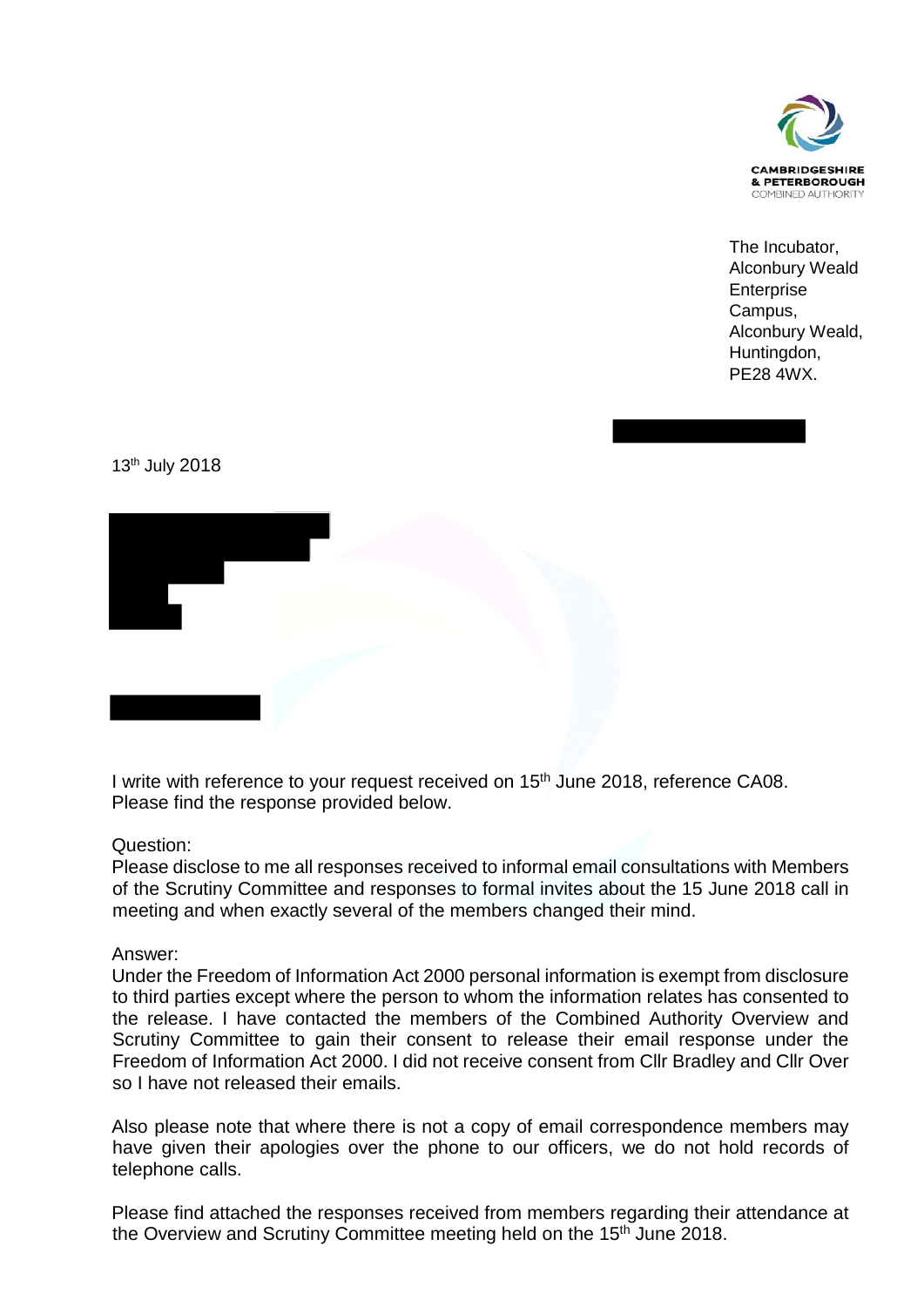CAMBRIDGESHIRE
& PETERBOROUGH
COMBINED AUTHORITY

The Incubator,
Alconbury Weald
Enterprise
Campus,
Alconbury Weald,
Huntingdon,
PE28 4WX.

13th July 2018

I write with reference to your request received on 15th June 2018, reference CA08. Please find the response provided below.

Question:
Please disclose to me all responses received to informal email consultations with Members of the Scrutiny Committee and responses to formal invites about the 15 June 2018 call in meeting and when exactly several of the members changed their mind.

Answer:
Under the Freedom of Information Act 2000 personal information is exempt from disclosure to third parties except where the person to whom the information relates has consented to the release. I have contacted the members of the Combined Authority Overview and Scrutiny Committee to gain their consent to release their email response under the Freedom of Information Act 2000. I did not receive consent from Cllr Bradley and Cllr Over so I have not released their emails.

Also please note that where there is not a copy of email correspondence members may have given their apologies over the phone to our officers, we do not hold records of telephone calls.

Please find attached the responses received from members regarding their attendance at the Overview and Scrutiny Committee meeting held on the 15th June 2018.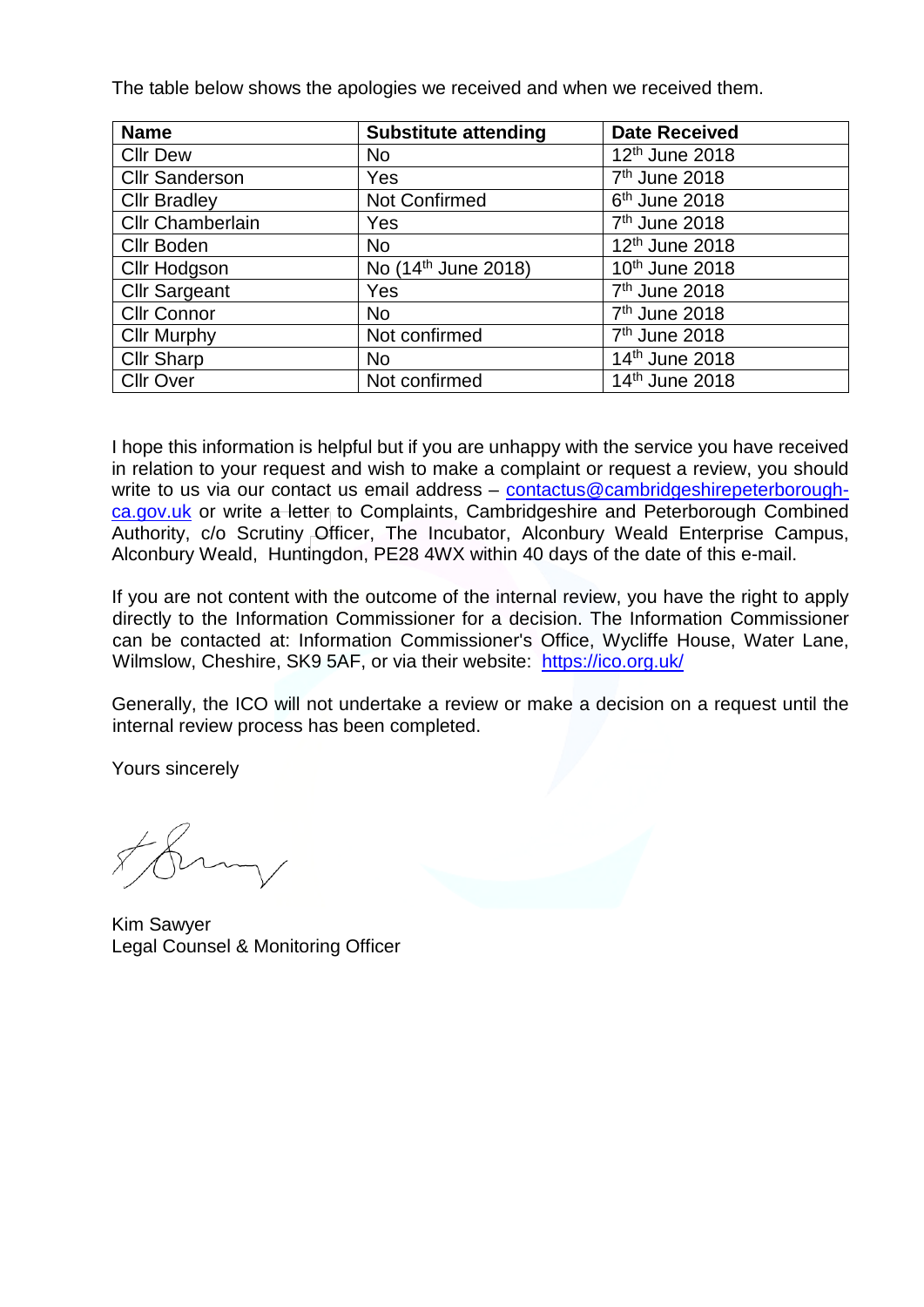The table below shows the apologies we received and when we received them.

| Name | Substitute attending | Date Received |
|---|---|---|
| Cllr Dew | No | 12th June 2018 |
| Cllr Sanderson | Yes | 7th June 2018 |
| Cllr Bradley | Not Confirmed | 6th June 2018 |
| Cllr Chamberlain | Yes | 7th June 2018 |
| Cllr Boden | No | 12th June 2018 |
| Cllr Hodgson | No (14th June 2018) | 10th June 2018 |
| Cllr Sargeant | Yes | 7th June 2018 |
| Cllr Connor | No | 7th June 2018 |
| Cllr Murphy | Not confirmed | 7th June 2018 |
| Cllr Sharp | No | 14th June 2018 |
| Cllr Over | Not confirmed | 14th June 2018 |

I hope this information is helpful but if you are unhappy with the service you have received in relation to your request and wish to make a complaint or request a review, you should write to us via our contact us email address – contactus@cambridgeshirepeterborough-ca.gov.uk or write a letter to Complaints, Cambridgeshire and Peterborough Combined Authority, c/o Scrutiny Officer, The Incubator, Alconbury Weald Enterprise Campus, Alconbury Weald, Huntingdon, PE28 4WX within 40 days of the date of this e-mail.

If you are not content with the outcome of the internal review, you have the right to apply directly to the Information Commissioner for a decision. The Information Commissioner can be contacted at: Information Commissioner's Office, Wycliffe House, Water Lane, Wilmslow, Cheshire, SK9 5AF, or via their website: https://ico.org.uk/

Generally, the ICO will not undertake a review or make a decision on a request until the internal review process has been completed.

Yours sincerely

Kim Sawyer
Legal Counsel & Monitoring Officer